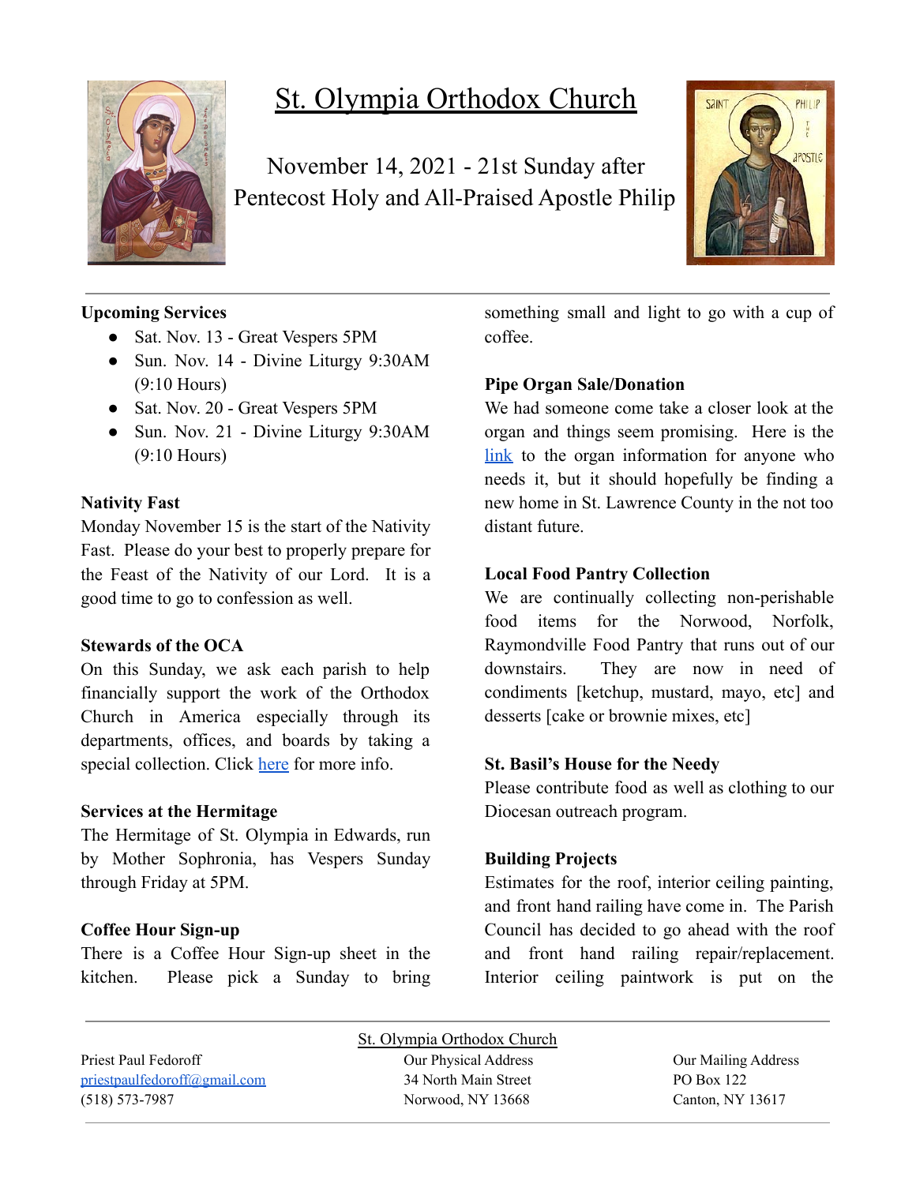# St. Olympia Orthodox Church

November 14, 2021 - 21st Sunday after Pentecost Holy and All-Praised Apostle Philip

**Upcoming Services**

- Sat. Nov. 13 - Great Vespers 5PM
- Sun. Nov. 14 - Divine Liturgy 9:30AM (9:10 Hours)
- Sat. Nov. 20 - Great Vespers 5PM
- Sun. Nov. 21 - Divine Liturgy 9:30AM (9:10 Hours)

**Nativity Fast**

Monday November 15 is the start of the Nativity Fast. Please do your best to properly prepare for the Feast of the Nativity of our Lord. It is a good time to go to confession as well.

**Stewards of the OCA**

On this Sunday, we ask each parish to help financially support the work of the Orthodox Church in America especially through its departments, offices, and boards by taking a special collection. Click here for more info.

**Services at the Hermitage**

The Hermitage of St. Olympia in Edwards, run by Mother Sophronia, has Vespers Sunday through Friday at 5PM.

**Coffee Hour Sign-up**

There is a Coffee Hour Sign-up sheet in the kitchen. Please pick a Sunday to bring something small and light to go with a cup of coffee.

**Pipe Organ Sale/Donation**

We had someone come take a closer look at the organ and things seem promising. Here is the link to the organ information for anyone who needs it, but it should hopefully be finding a new home in St. Lawrence County in the not too distant future.

**Local Food Pantry Collection**

We are continually collecting non-perishable food items for the Norwood, Norfolk, Raymondville Food Pantry that runs out of our downstairs. They are now in need of condiments [ketchup, mustard, mayo, etc] and desserts [cake or brownie mixes, etc]

**St. Basil's House for the Needy**

Please contribute food as well as clothing to our Diocesan outreach program.

**Building Projects**

Estimates for the roof, interior ceiling painting, and front hand railing have come in. The Parish Council has decided to go ahead with the roof and front hand railing repair/replacement. Interior ceiling paintwork is put on the

St. Olympia Orthodox Church

Priest Paul Fedoroff
priestpaulfedoroff@gmail.com
(518) 573-7987

Our Physical Address
34 North Main Street
Norwood, NY 13668

Our Mailing Address
PO Box 122
Canton, NY 13617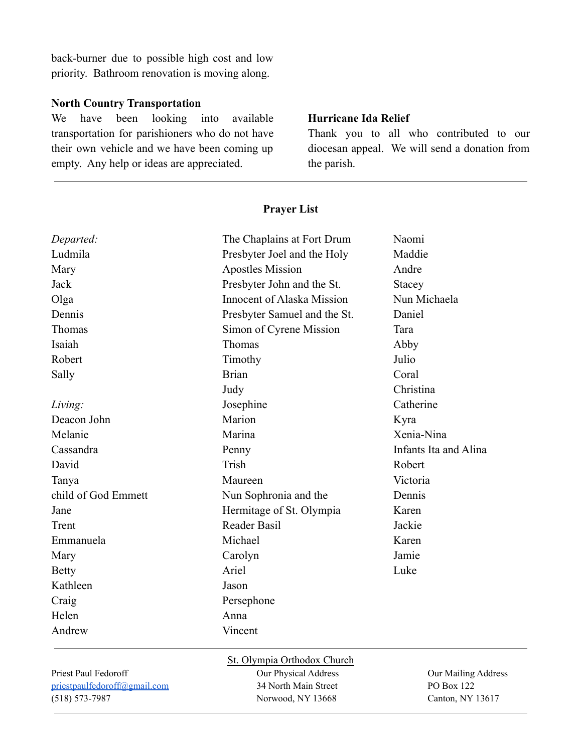back-burner due to possible high cost and low priority. Bathroom renovation is moving along.

**North Country Transportation**

We have been looking into available transportation for parishioners who do not have their own vehicle and we have been coming up empty. Any help or ideas are appreciated.

**Hurricane Ida Relief**

Thank you to all who contributed to our diocesan appeal. We will send a donation from the parish.

---

**Prayer List**

*Departed:*
Ludmila
Mary
Jack
Olga
Dennis
Thomas
Isaiah
Robert
Sally

*Living:*
Deacon John
Melanie
Cassandra
David
Tanya
child of God Emmett
Jane
Trent
Emmanuela
Mary
Betty
Kathleen
Craig
Helen
Andrew
The Chaplains at Fort Drum
Presbyter Joel and the Holy Apostles Mission
Presbyter John and the St. Innocent of Alaska Mission
Presbyter Samuel and the St. Simon of Cyrene Mission
Thomas
Timothy
Brian
Judy
Josephine
Marion
Marina
Penny
Trish
Maureen
Nun Sophronia and the Hermitage of St. Olympia
Reader Basil
Michael
Carolyn
Ariel
Jason
Persephone
Anna
Vincent
Naomi
Maddie
Andre
Stacey
Nun Michaela
Daniel
Tara
Abby
Julio
Coral
Christina
Catherine
Kyra
Xenia-Nina
Infants Ita and Alina
Robert
Victoria
Dennis
Karen
Jackie
Karen
Jamie
Luke

---

St. Olympia Orthodox Church

Priest Paul Fedoroff
priestpaulfedoroff@gmail.com
(518) 573-7987

Our Physical Address
34 North Main Street
Norwood, NY 13668

Our Mailing Address
PO Box 122
Canton, NY 13617